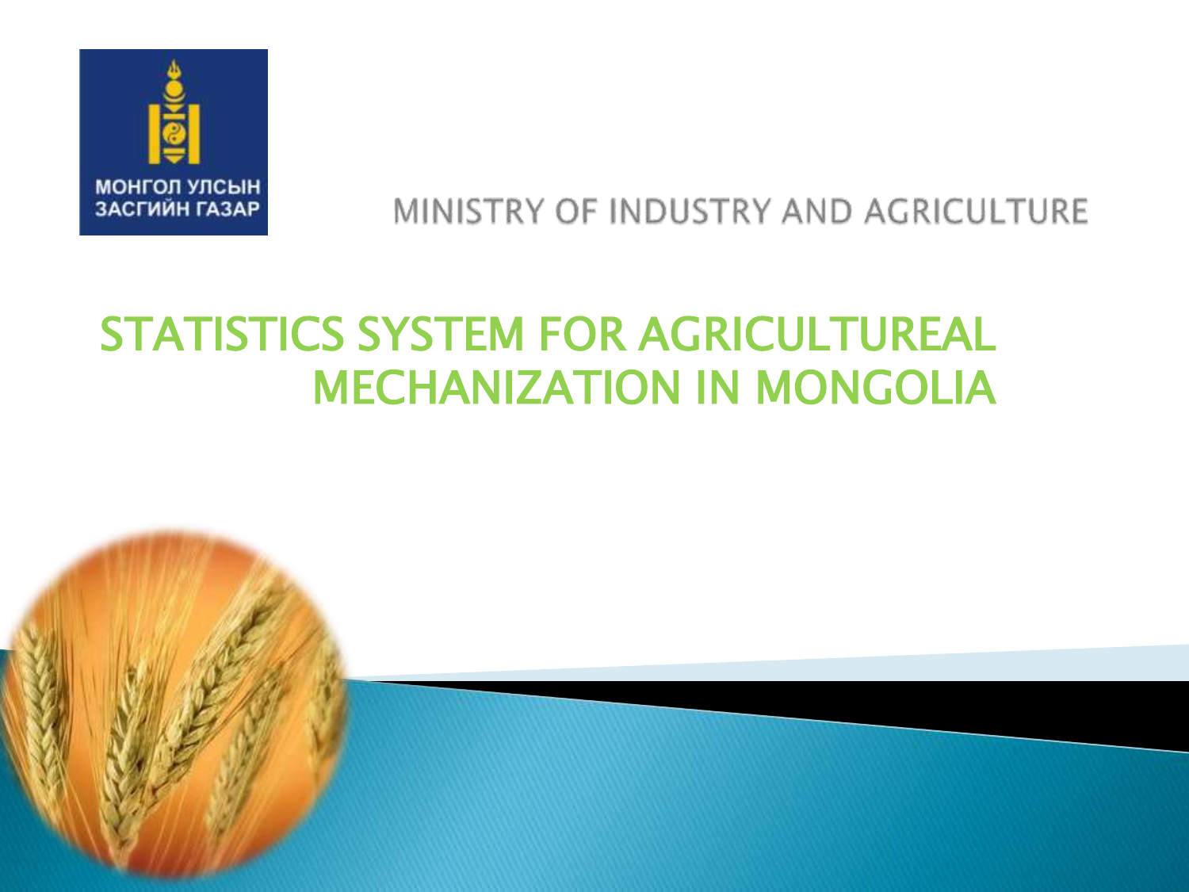МОНГОЛ УЛСЫН ЗАСГИЙН ГАЗАР

MINISTRY OF INDUSTRY AND AGRICULTURE

# STATISTICS SYSTEM FOR AGRICULTUREAL MECHANIZATION IN MONGOLIA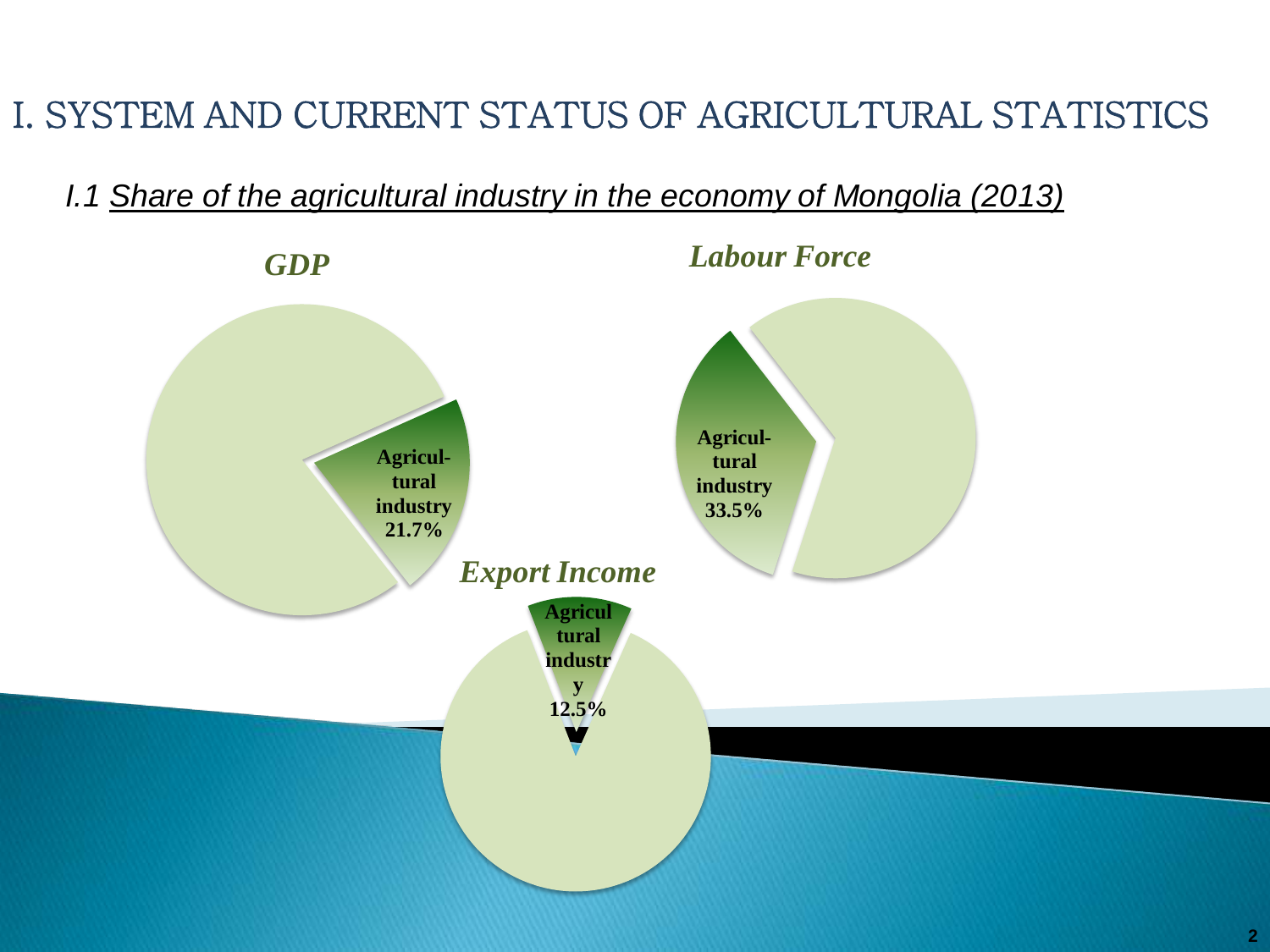# I. SYSTEM AND CURRENT STATUS OF AGRICULTURAL STATISTICS

*I.1 Share of the agricultural industry in the economy of Mongolia (2013)*

***GDP***

**Agricul-tural industry 21.7%**

***Labour Force***

**Agricul-tural industry 33.5%**

***Export Income***

**Agricultural industry 12.5%**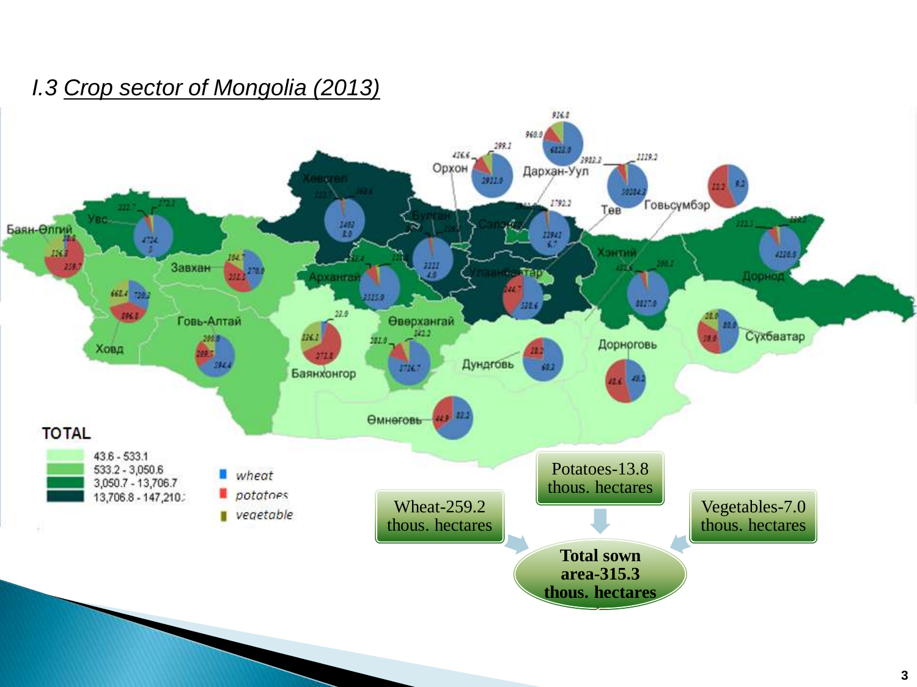## I.3 Crop sector of Mongolia (2013)

Wheat-259.2 thous. hectares

Potatoes-13.8 thous. hectares

Vegetables-7.0 thous. hectares

**Total sown area-315.3 thous. hectares**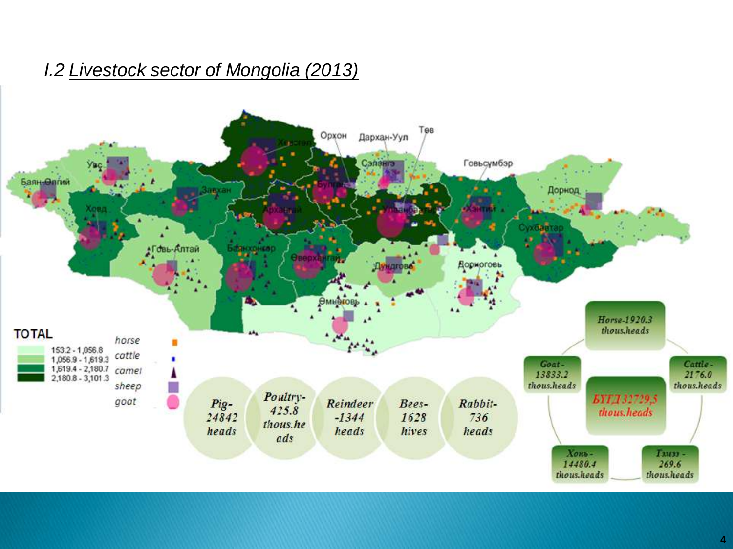## I.2 Livestock sector of Mongolia (2013)

Хөвсгөл

Орхон

Дархан-Уул

Төв

Увс

Сэлэнгэ

Говьсүмбэр

Баян-Өлгий

Булган

Дорнод

Завхан

Архангай

Улаанбаатар

Хэнтий

Ховд

Сүхбаатар

Говь-Алтай

Баянхонгор

Өвөрхангай

Дундговь

Дорноговь

Өмнөговь

**TOTAL**

- 153.2 - 1,056.8
- 1,056.9 - 1,619.3
- 1,619.4 - 2,180.7
- 2,180.8 - 3,101.3

- horse
- cattle
- camel
- sheep
- goat

Pig-24842 heads

Poultry-425.8 thous.heads

Reindeer-1344 heads

Bees-1628 hives

Rabbit-736 heads

Horse-1920.3 thous.heads

Cattle-2176.0 thous.heads

Тэмээ-269.6 thous.heads

Хонь-14480.4 thous.heads

Goat-13833.2 thous.heads

БҮГД 32729,5 thous.heads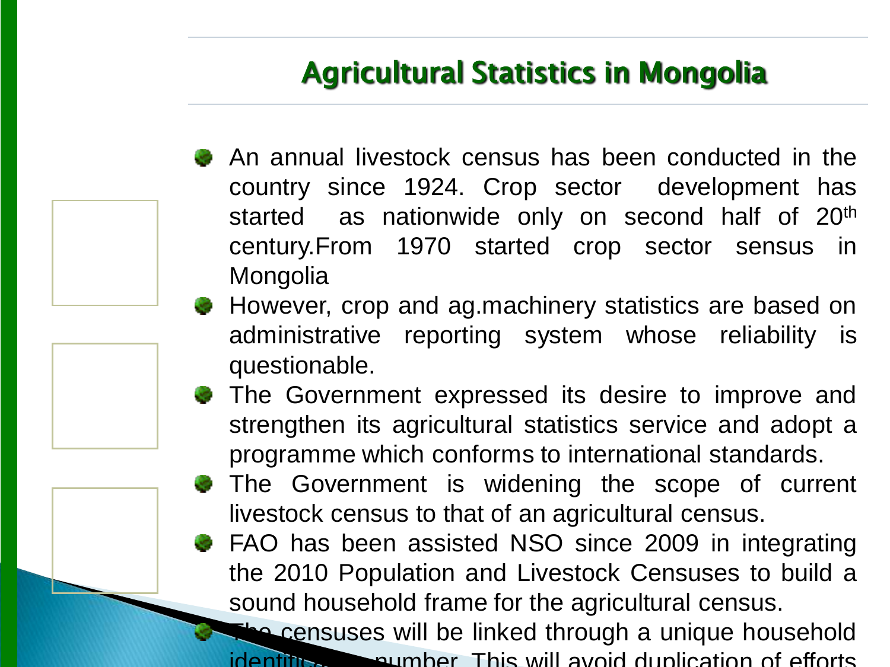# Agricultural Statistics in Mongolia

- An annual livestock census has been conducted in the country since 1924. Crop sector development has started as nationwide only on second half of 20th century.From 1970 started crop sector sensus in Mongolia
- However, crop and ag.machinery statistics are based on administrative reporting system whose reliability is questionable.
- The Government expressed its desire to improve and strengthen its agricultural statistics service and adopt a programme which conforms to international standards.
- The Government is widening the scope of current livestock census to that of an agricultural census.
- FAO has been assisted NSO since 2009 in integrating the 2010 Population and Livestock Censuses to build a sound household frame for the agricultural census.
- The censuses will be linked through a unique household identification number. This will avoid duplication of efforts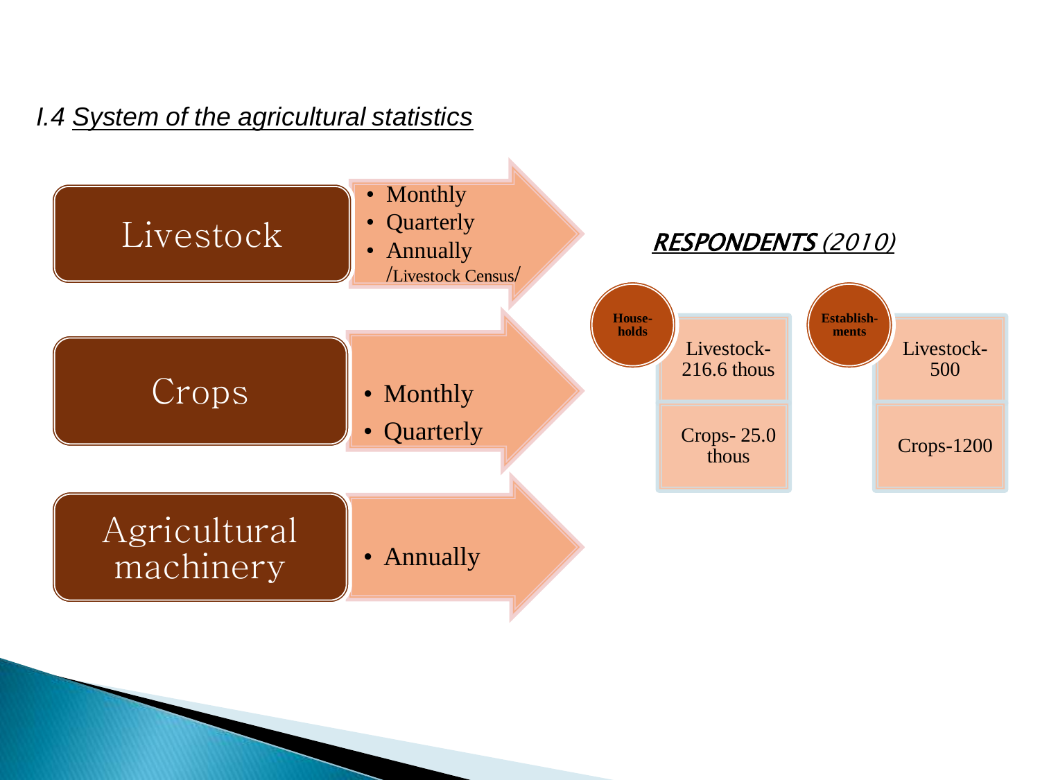## I.4 System of the agricultural statistics

**Livestock**

- Monthly
- Quarterly
- Annually /Livestock Census/

**Crops**

- Monthly
- Quarterly

**Agricultural machinery**

- Annually

***RESPONDENTS** (2010)*

| | Households | Establishments |
|---|---|---|
| Livestock | 216.6 thous | 500 |
| Crops | 25.0 thous | 1200 |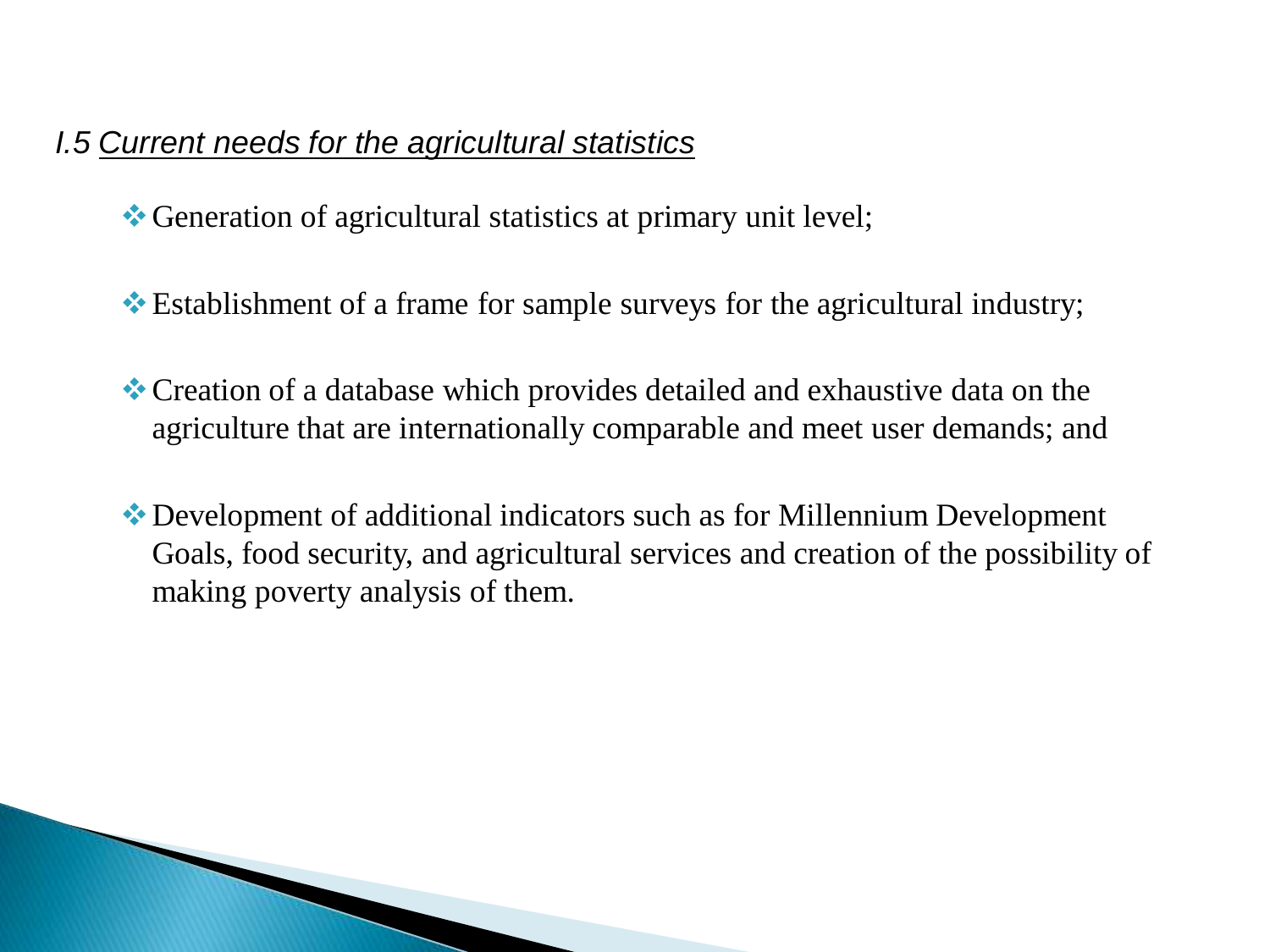## *I.5 Current needs for the agricultural statistics*

- Generation of agricultural statistics at primary unit level;
- Establishment of a frame for sample surveys for the agricultural industry;
- Creation of a database which provides detailed and exhaustive data on the agriculture that are internationally comparable and meet user demands; and
- Development of additional indicators such as for Millennium Development Goals, food security, and agricultural services and creation of the possibility of making poverty analysis of them.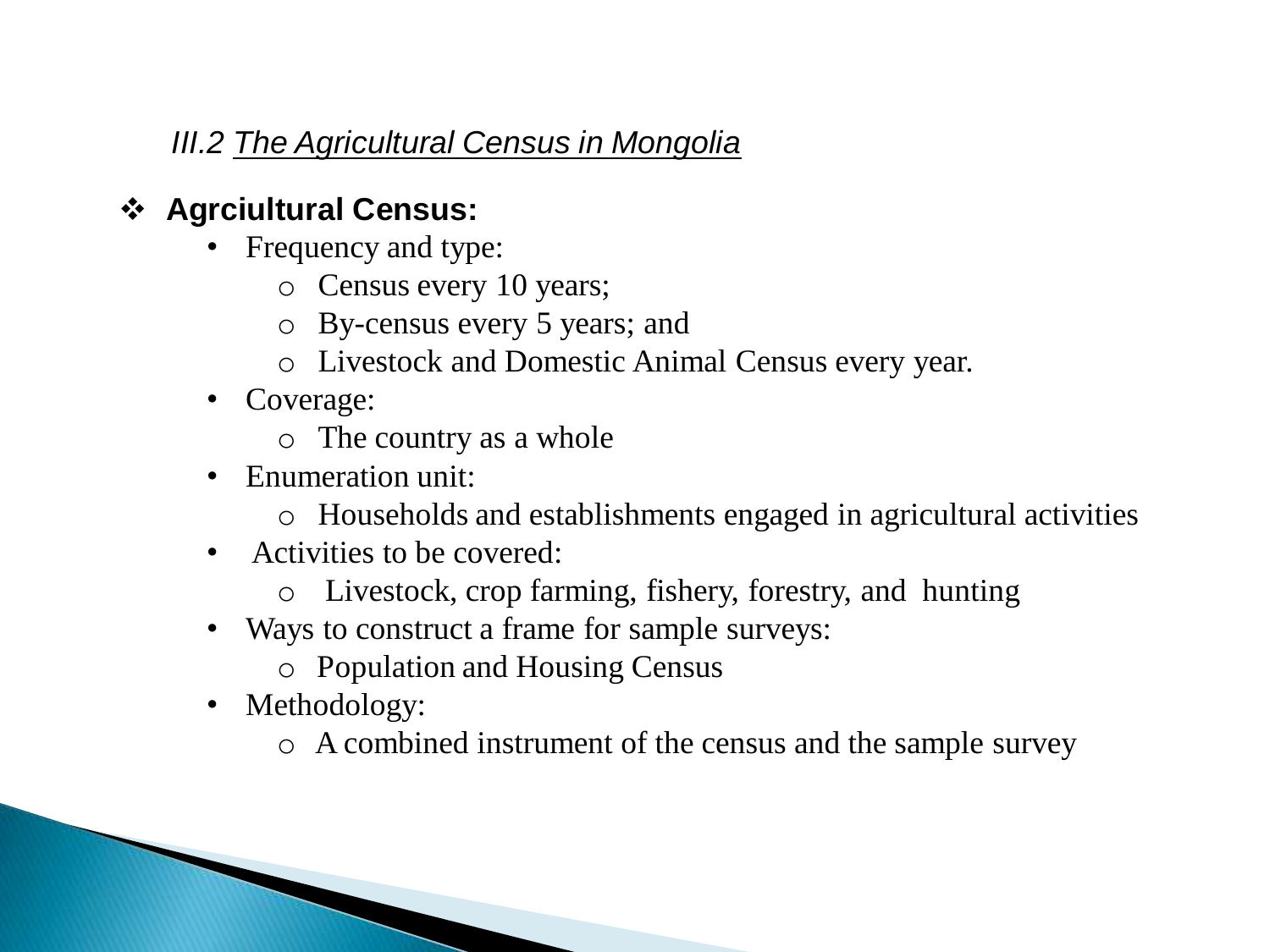## *III.2 The Agricultural Census in Mongolia*

- **Agrciultural Census:**
  - Frequency and type:
    - Census every 10 years;
    - By-census every 5 years; and
    - Livestock and Domestic Animal Census every year.
  - Coverage:
    - The country as a whole
  - Enumeration unit:
    - Households and establishments engaged in agricultural activities
  - Activities to be covered:
    - Livestock, crop farming, fishery, forestry, and hunting
  - Ways to construct a frame for sample surveys:
    - Population and Housing Census
  - Methodology:
    - A combined instrument of the census and the sample survey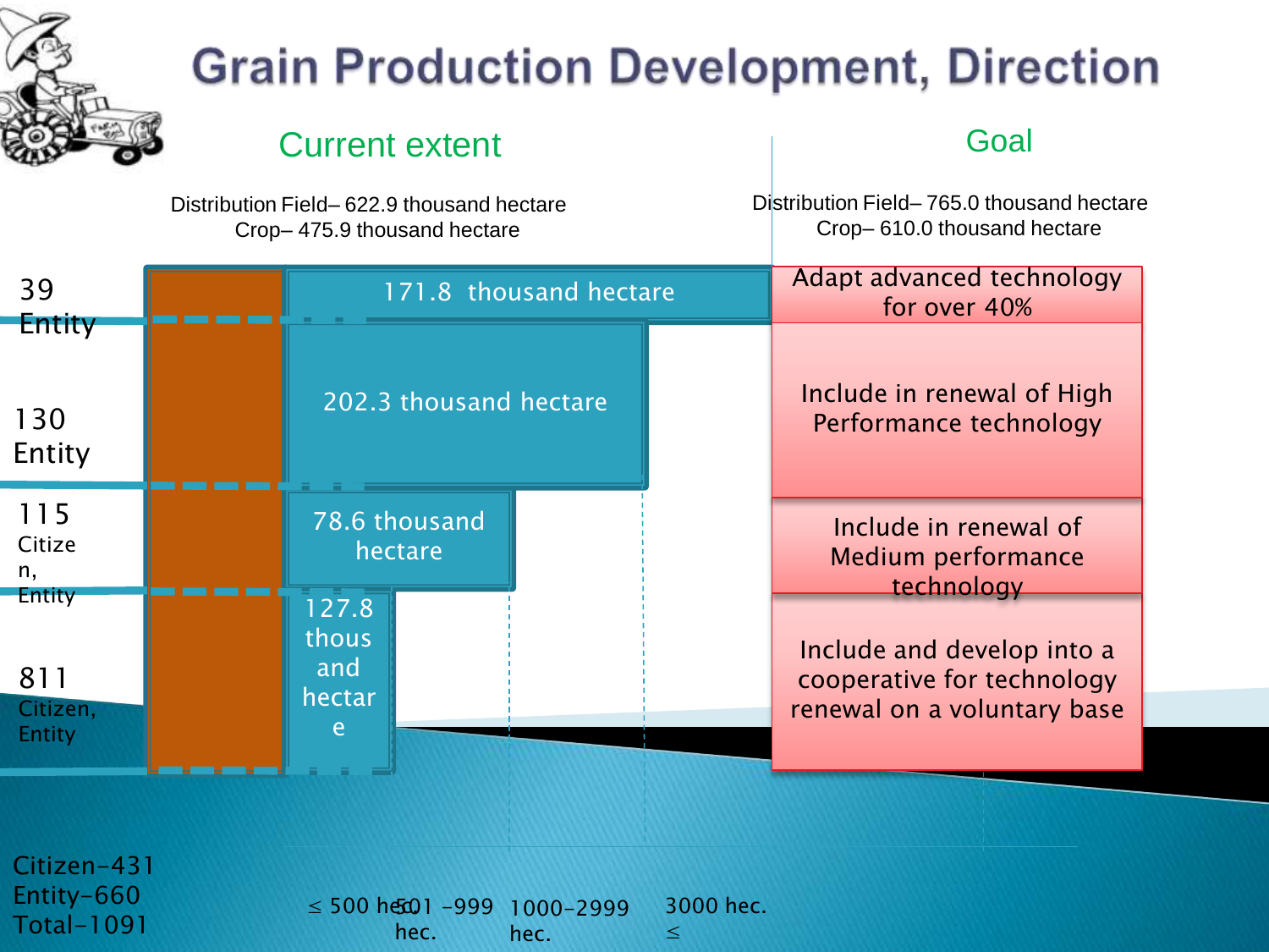# Grain Production Development, Direction

| Current extent | Goal |
| --- | --- |
| Distribution Field– 622.9 thousand hectare<br>Crop– 475.9 thousand hectare | Distribution Field– 765.0 thousand hectare<br>Crop– 610.0 thousand hectare |

| Entities | Area | Goal |
| --- | --- | --- |
| 39 Entity | 171.8 thousand hectare | Adapt advanced technology for over 40% |
| 130 Entity | 202.3 thousand hectare | Include in renewal of High Performance technology |
| 115 Citizen, Entity | 78.6 thousand hectare | Include in renewal of Medium performance technology |
| 811 Citizen, Entity | 127.8 thousand hectare | Include and develop into a cooperative for technology renewal on a voluntary base |

Citizen-431
Entity-660
Total-1091

≤ 500 hec. | 501 -999 hec. | 1000-2999 hec. | 3000 hec. ≤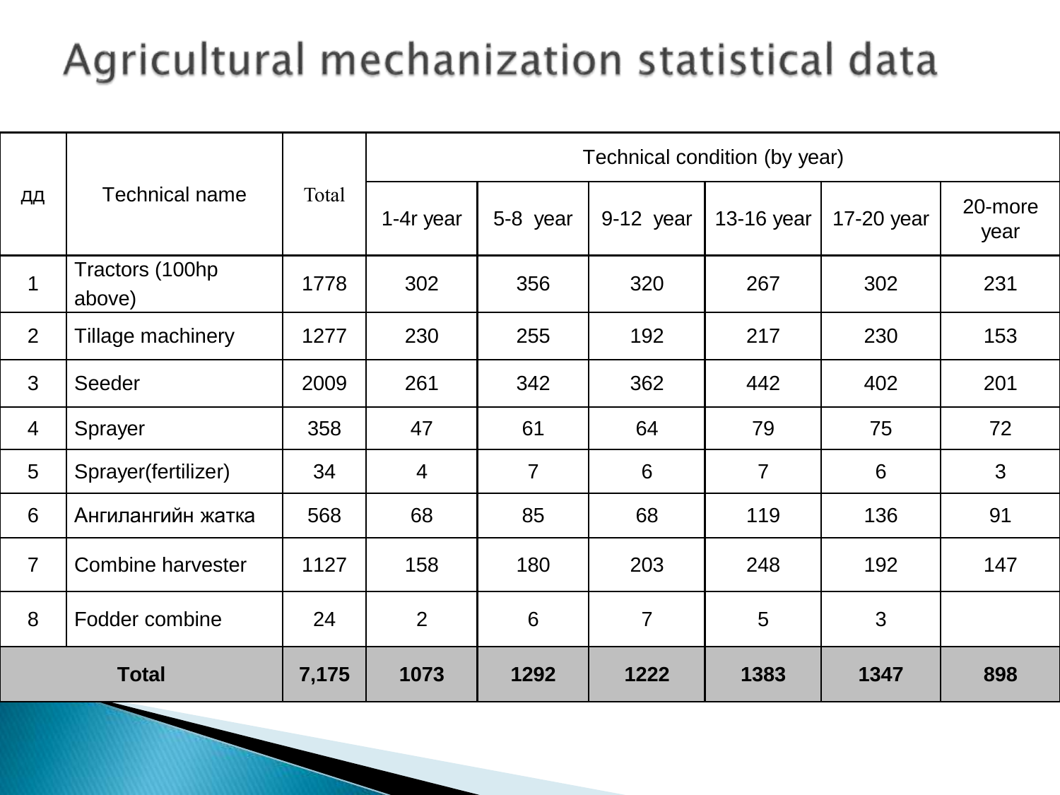# Agricultural mechanization statistical data

| дд | Technical name | Total | Technical condition (by year) | | | | | |
|---|---|---|---|---|---|---|---|---|
| | | | 1-4r year | 5-8 year | 9-12 year | 13-16 year | 17-20 year | 20-more year |
| 1 | Tractors (100hp above) | 1778 | 302 | 356 | 320 | 267 | 302 | 231 |
| 2 | Tillage machinery | 1277 | 230 | 255 | 192 | 217 | 230 | 153 |
| 3 | Seeder | 2009 | 261 | 342 | 362 | 442 | 402 | 201 |
| 4 | Sprayer | 358 | 47 | 61 | 64 | 79 | 75 | 72 |
| 5 | Sprayer(fertilizer) | 34 | 4 | 7 | 6 | 7 | 6 | 3 |
| 6 | Ангилангийн жатка | 568 | 68 | 85 | 68 | 119 | 136 | 91 |
| 7 | Combine harvester | 1127 | 158 | 180 | 203 | 248 | 192 | 147 |
| 8 | Fodder combine | 24 | 2 | 6 | 7 | 5 | 3 | |
| **Total** | | **7,175** | **1073** | **1292** | **1222** | **1383** | **1347** | **898** |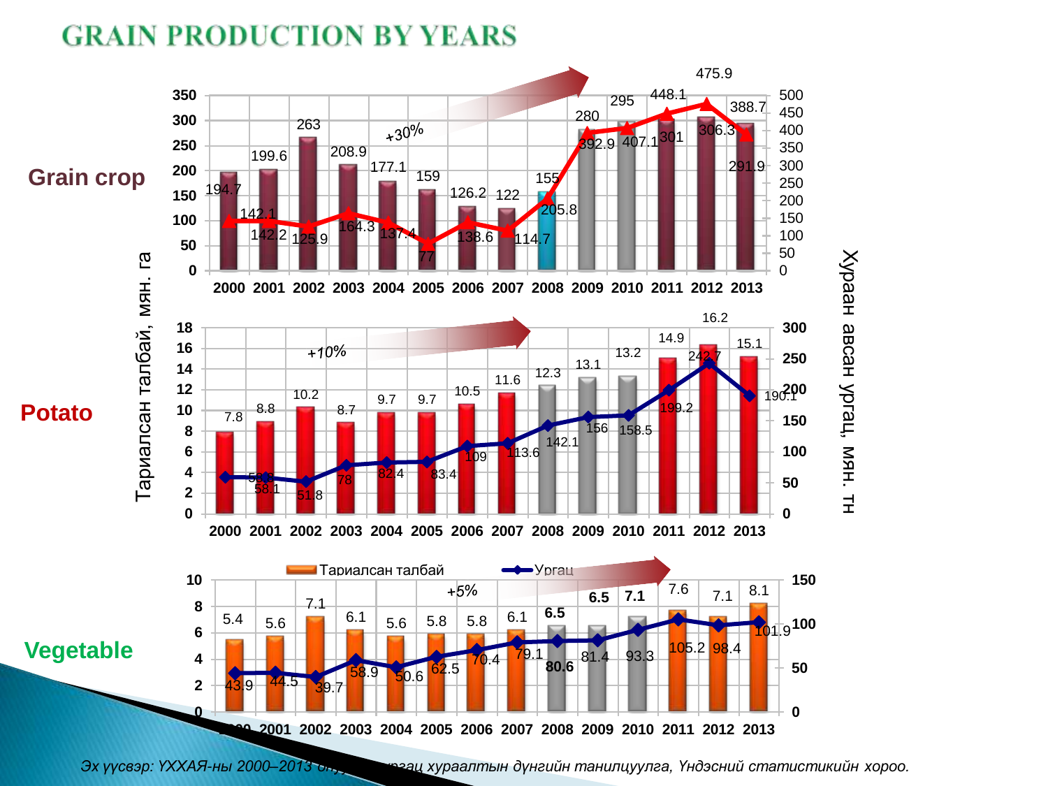# GRAIN PRODUCTION BY YEARS

Тариалсан талбай, мян. га / Хураан авсан ургац, мян. тн

## Grain crop

+30%

| Year | 2000 | 2001 | 2002 | 2003 | 2004 | 2005 | 2006 | 2007 | 2008 | 2009 | 2010 | 2011 | 2012 | 2013 |
|---|---|---|---|---|---|---|---|---|---|---|---|---|---|---|
| Тариалсан талбай | 194.7 | 199.6 | 263 | 208.9 | 177.1 | 159 | 126.2 | 122 | 155 | 280 | 295 | 301 | 306.3 | 291.9 |
| Ургац | 142.1 | 142.2 | 125.9 | 164.3 | 137.4 | 77 | 138.6 | 114.7 | 205.8 | 392.9 | 407.1 | 448.1 | 475.9 | 388.7 |

## Potato

+10%

| Year | 2000 | 2001 | 2002 | 2003 | 2004 | 2005 | 2006 | 2007 | 2008 | 2009 | 2010 | 2011 | 2012 | 2013 |
|---|---|---|---|---|---|---|---|---|---|---|---|---|---|---|
| Тариалсан талбай | 7.8 | 8.8 | 10.2 | 8.7 | 9.7 | 9.7 | 10.5 | 11.6 | 12.3 | 13.1 | 13.2 | 14.9 | 16.2 | 15.1 |
| Ургац | 58.9 | 58.1 | 51.8 | 78 | 82.4 | 83.4 | 109 | 113.6 | 142.1 | 156 | 158.5 | 199.2 | 242.7 | 190.1 |

## Vegetable

+5%

| Year | 2000 | 2001 | 2002 | 2003 | 2004 | 2005 | 2006 | 2007 | 2008 | 2009 | 2010 | 2011 | 2012 | 2013 |
|---|---|---|---|---|---|---|---|---|---|---|---|---|---|---|
| Тариалсан талбай | 5.4 | 5.6 | 7.1 | 6.1 | 5.6 | 5.8 | 5.8 | 6.1 | 6.5 | 6.5 | 7.1 | 7.6 | 7.1 | 8.1 |
| Ургац | 43.9 | 44.5 | 39.7 | 58.9 | 50.6 | 62.5 | 70.4 | 79.1 | 80.6 | 81.4 | 93.3 | 105.2 | 98.4 | 101.9 |

*Эх үүсвэр: ҮХХАЯ-ны 2000–2013 оны ургац хураалтын дүнгийн танилцуулга, Үндэсний статистикийн хороо.*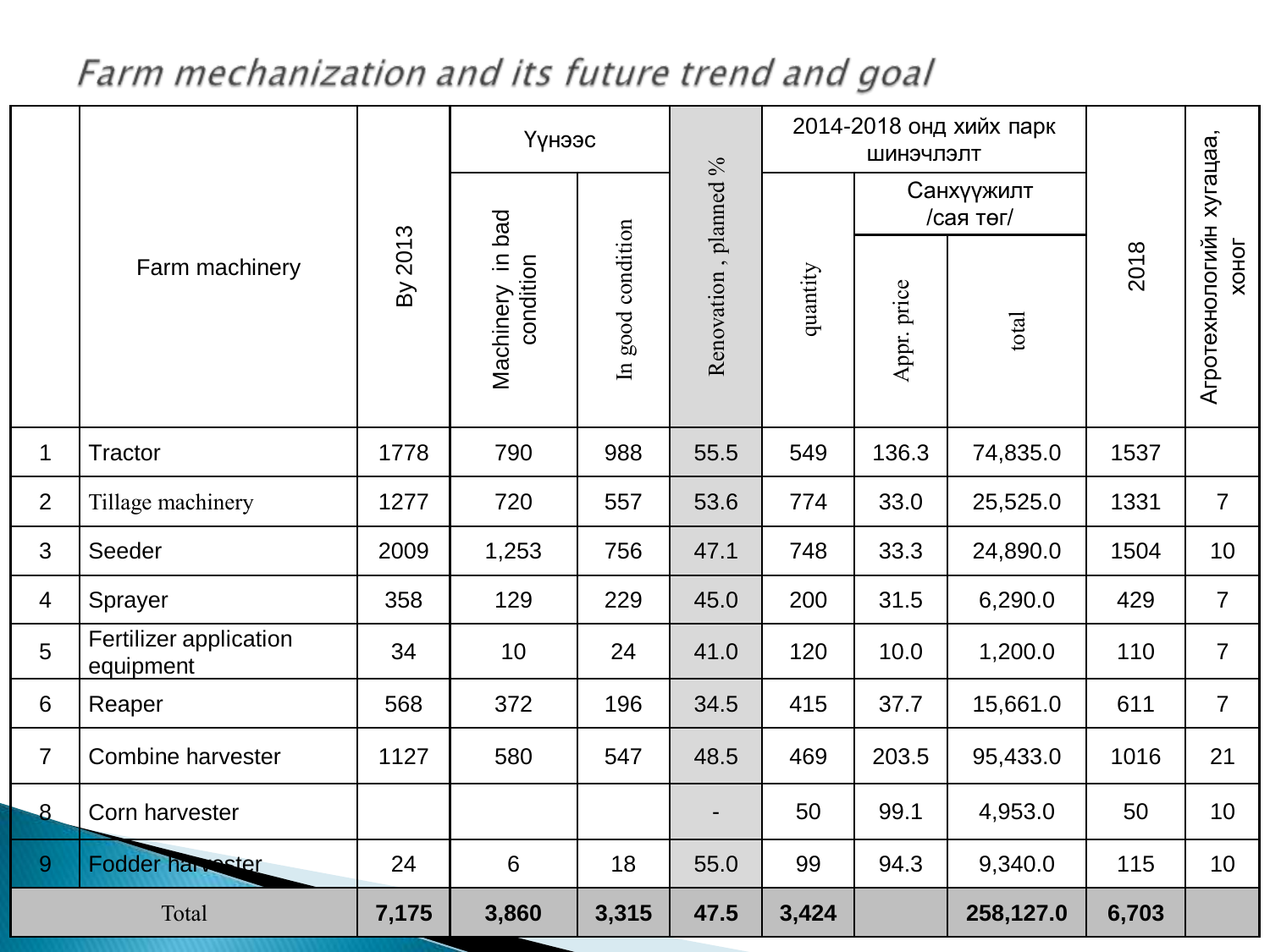## Farm mechanization and its future trend and goal

| | Farm machinery | By 2013 | Үүнээс | | Renovation , planned % | 2014-2018 онд хийх парк шинэчлэлт | | | 2018 | Агротехнологийн хугацаа, хоног |
|---|---|---|---|---|---|---|---|---|---|---|
| | | | | | | | Санхүүжилт /сая төг/ | | | |
| | | | Machinery in bad condition | In good condition | | quantity | Appr. price | total | | |
| 1 | Tractor | 1778 | 790 | 988 | 55.5 | 549 | 136.3 | 74,835.0 | 1537 | |
| 2 | Tillage machinery | 1277 | 720 | 557 | 53.6 | 774 | 33.0 | 25,525.0 | 1331 | 7 |
| 3 | Seeder | 2009 | 1,253 | 756 | 47.1 | 748 | 33.3 | 24,890.0 | 1504 | 10 |
| 4 | Sprayer | 358 | 129 | 229 | 45.0 | 200 | 31.5 | 6,290.0 | 429 | 7 |
| 5 | Fertilizer application equipment | 34 | 10 | 24 | 41.0 | 120 | 10.0 | 1,200.0 | 110 | 7 |
| 6 | Reaper | 568 | 372 | 196 | 34.5 | 415 | 37.7 | 15,661.0 | 611 | 7 |
| 7 | Combine harvester | 1127 | 580 | 547 | 48.5 | 469 | 203.5 | 95,433.0 | 1016 | 21 |
| 8 | Corn harvester | | | | - | 50 | 99.1 | 4,953.0 | 50 | 10 |
| 9 | Fodder harvester | 24 | 6 | 18 | 55.0 | 99 | 94.3 | 9,340.0 | 115 | 10 |
| Total | | **7,175** | **3,860** | **3,315** | **47.5** | **3,424** | | **258,127.0** | **6,703** | |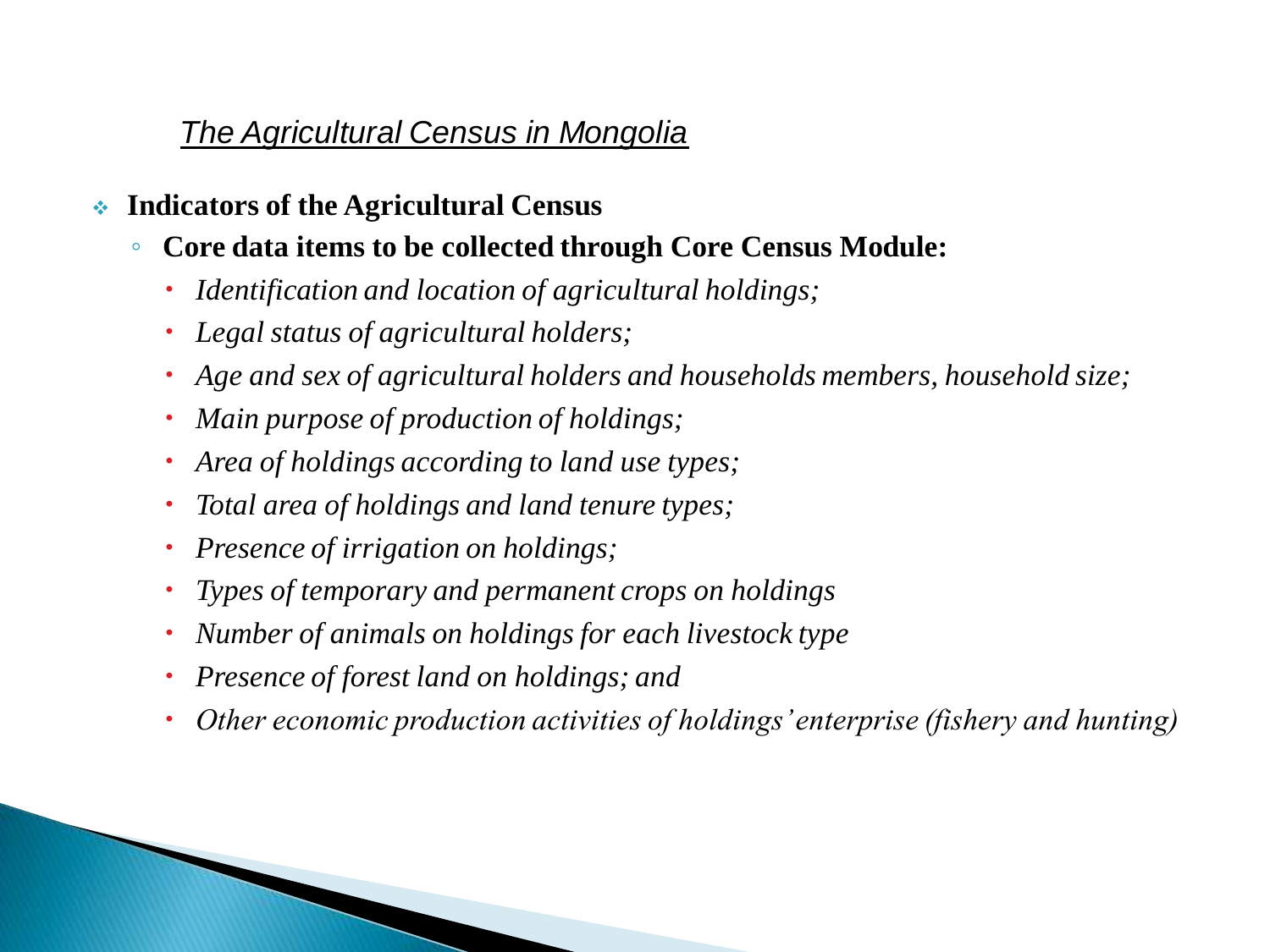## *The Agricultural Census in Mongolia*

- **Indicators of the Agricultural Census**
  - **Core data items to be collected through Core Census Module:**
    - *Identification and location of agricultural holdings;*
    - *Legal status of agricultural holders;*
    - *Age and sex of agricultural holders and households members, household size;*
    - *Main purpose of production of holdings;*
    - *Area of holdings according to land use types;*
    - *Total area of holdings and land tenure types;*
    - *Presence of irrigation on holdings;*
    - *Types of temporary and permanent crops on holdings*
    - *Number of animals on holdings for each livestock type*
    - *Presence of forest land on holdings; and*
    - *Other economic production activities of holdings' enterprise (fishery and hunting)*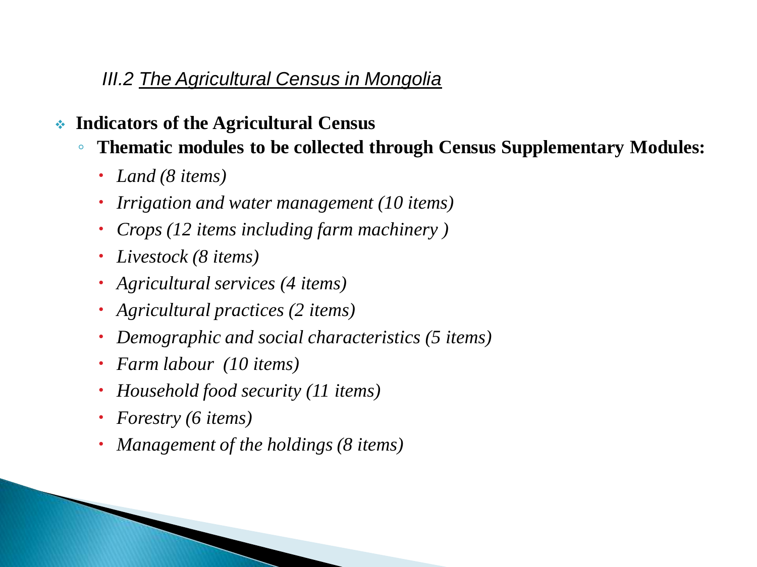## III.2 The Agricultural Census in Mongolia

- **Indicators of the Agricultural Census**
  - **Thematic modules to be collected through Census Supplementary Modules:**
    - *Land (8 items)*
    - *Irrigation and water management (10 items)*
    - *Crops (12 items including farm machinery )*
    - *Livestock (8 items)*
    - *Agricultural services (4 items)*
    - *Agricultural practices (2 items)*
    - *Demographic and social characteristics (5 items)*
    - *Farm labour (10 items)*
    - *Household food security (11 items)*
    - *Forestry (6 items)*
    - *Management of the holdings (8 items)*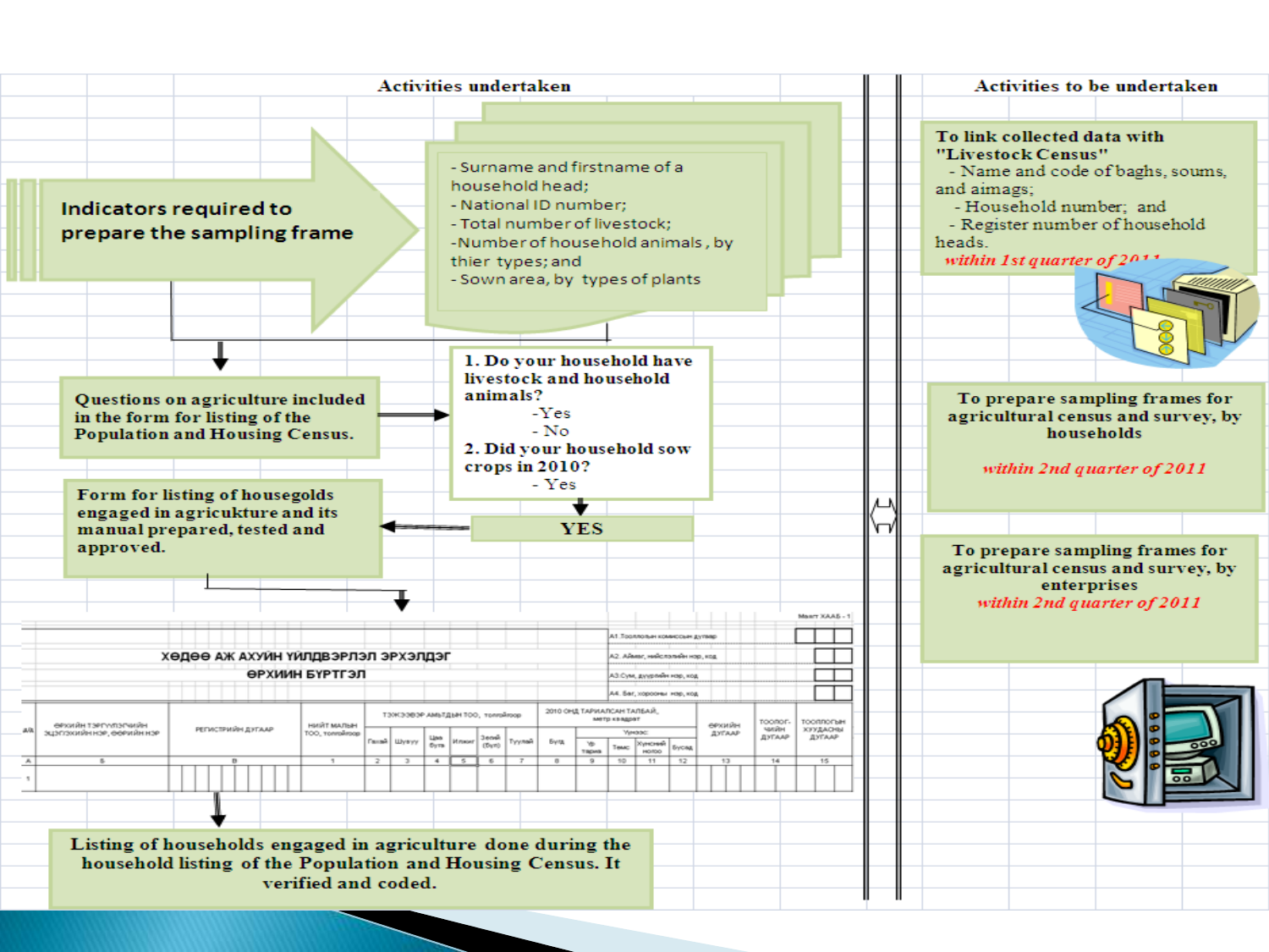## Activities undertaken

**Indicators required to prepare the sampling frame**

- Surname and firstname of a household head;
- National ID number;
- Total number of livestock;
- Number of household animals, by thier types; and
- Sown area, by types of plants

**Questions on agriculture included in the form for listing of the Population and Housing Census.**

1. Do your household have livestock and household animals?
   - Yes
   - No
2. Did your household sow crops in 2010?
   - Yes

**YES**

**Form for listing of housegolds engaged in agricukture and its manual prepared, tested and approved.**

Маягт ХААБ - 1

ХӨДӨӨ АЖ АХУЙН ҮЙЛДВЭРЛЭЛ ЭРХЭЛДЭГ ӨРХИЙН БҮРТГЭЛ

A1 Тооллогын комиссын дугаар

A2 Аймаг, нийслэлийн нэр, код

A3 Сум, дүүргийн нэр, код

A4 Баг, хорооны нэр, код

| д/д | Өрхийн тэргүүн/эзэмшигчийн эцэг/эхийн нэр, өөрийн нэр | Регистрийн дугаар | Нийт малын тоо, толгойгоор | Тэжээвэр амьтдын тоо, толгойгоор | | | | | | 2010 оны тариалсан талбай, метр квадрат | | | | | Өрхийн дугаар | Тооллогчийн дугаар | Тооллогын хуудасны дугаар |
|---|---|---|---|---|---|---|---|---|---|---|---|---|---|---|---|---|---|
| | | | | Гахай | Шувуу | Цөө бүтэ | Илжиг | Зөгий (бүл) | Туулай | Бүдаа | Үр тариа | Төмс | Хүнсний ногоо | Бусад | | | |
| A | Б | В | 1 | 2 | 3 | 4 | 5 | 6 | 7 | 8 | 9 | 10 | 11 | 12 | 13 | 14 | 15 |
| 1 | | | | | | | | | | | | | | | | | |

**Listing of households engaged in agriculture done during the household listing of the Population and Housing Census. It verified and coded.**

## Activities to be undertaken

**To link collected data with "Livestock Census"**
- Name and code of baghs, soums, and aimags;
- Household number; and
- Register number of household heads.

*within 1st quarter of 2011*

**To prepare sampling frames for agricultural census and survey, by households**

*within 2nd quarter of 2011*

**To prepare sampling frames for agricultural census and survey, by enterprises**

*within 2nd quarter of 2011*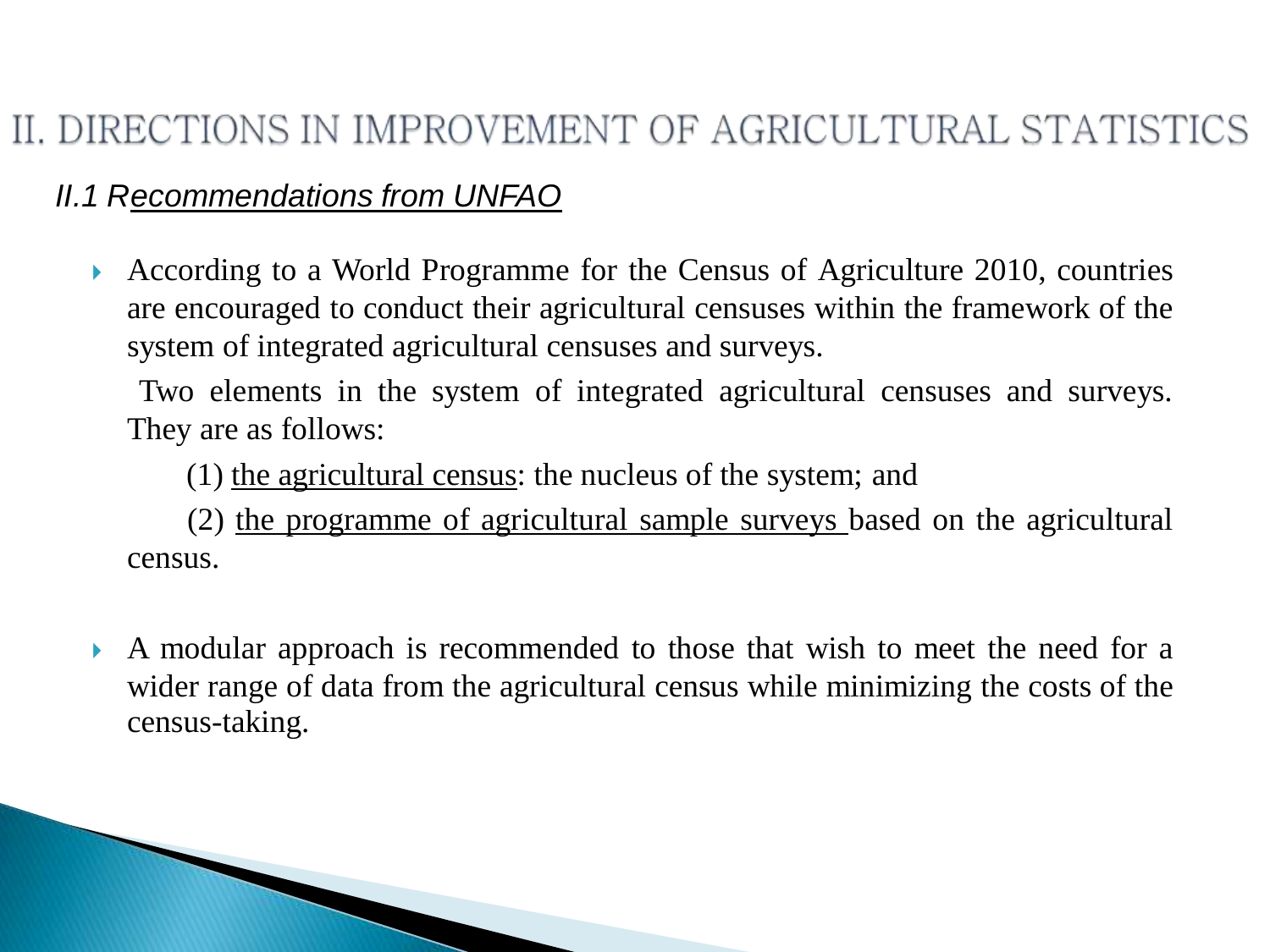# II. DIRECTIONS IN IMPROVEMENT OF AGRICULTURAL STATISTICS

## *II.1 Recommendations from UNFAO*

- According to a World Programme for the Census of Agriculture 2010, countries are encouraged to conduct their agricultural censuses within the framework of the system of integrated agricultural censuses and surveys.

  Two elements in the system of integrated agricultural censuses and surveys. They are as follows:

  (1) the agricultural census: the nucleus of the system; and

  (2) the programme of agricultural sample surveys based on the agricultural census.

- A modular approach is recommended to those that wish to meet the need for a wider range of data from the agricultural census while minimizing the costs of the census-taking.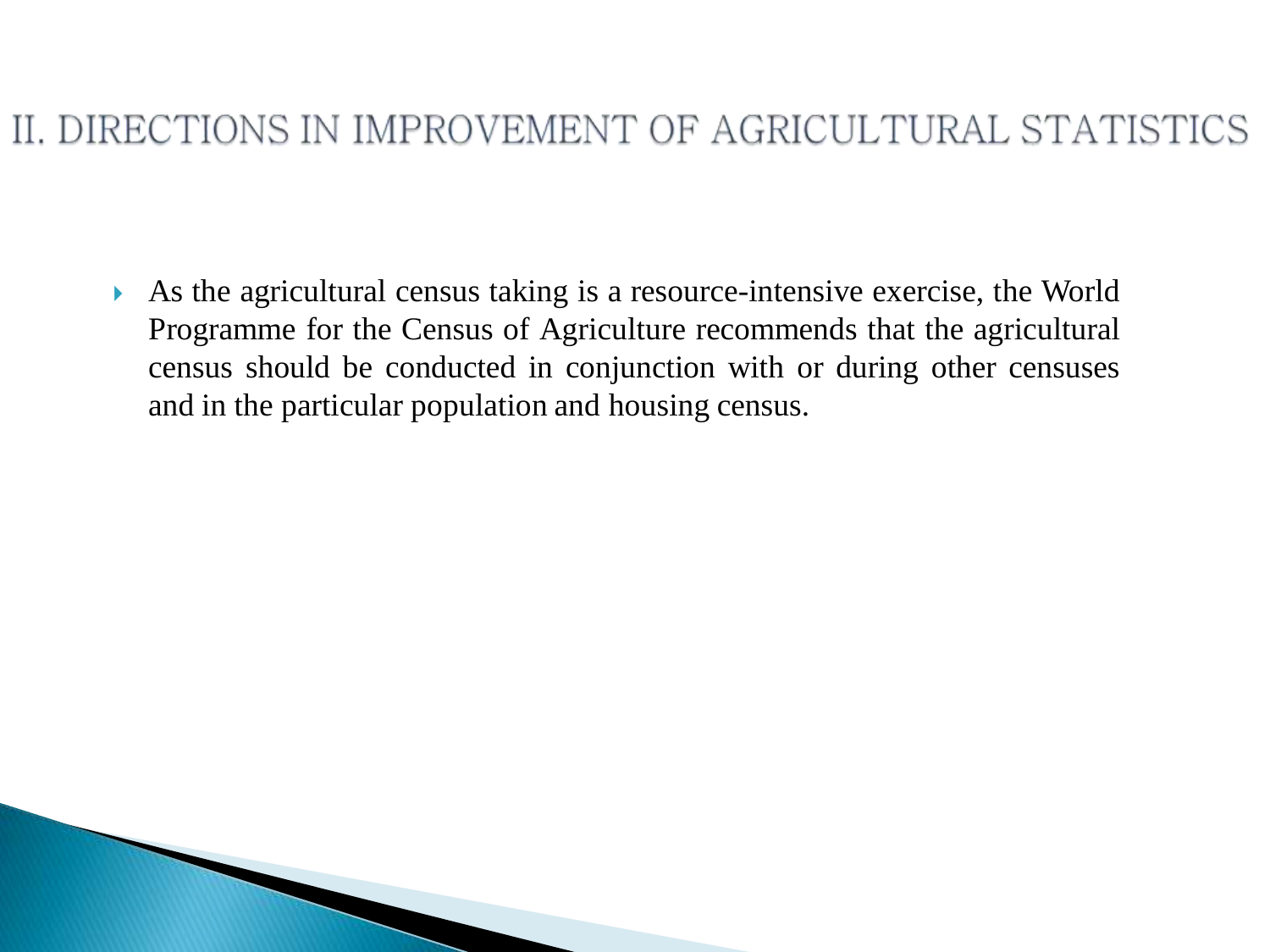## II. DIRECTIONS IN IMPROVEMENT OF AGRICULTURAL STATISTICS

- As the agricultural census taking is a resource-intensive exercise, the World Programme for the Census of Agriculture recommends that the agricultural census should be conducted in conjunction with or during other censuses and in the particular population and housing census.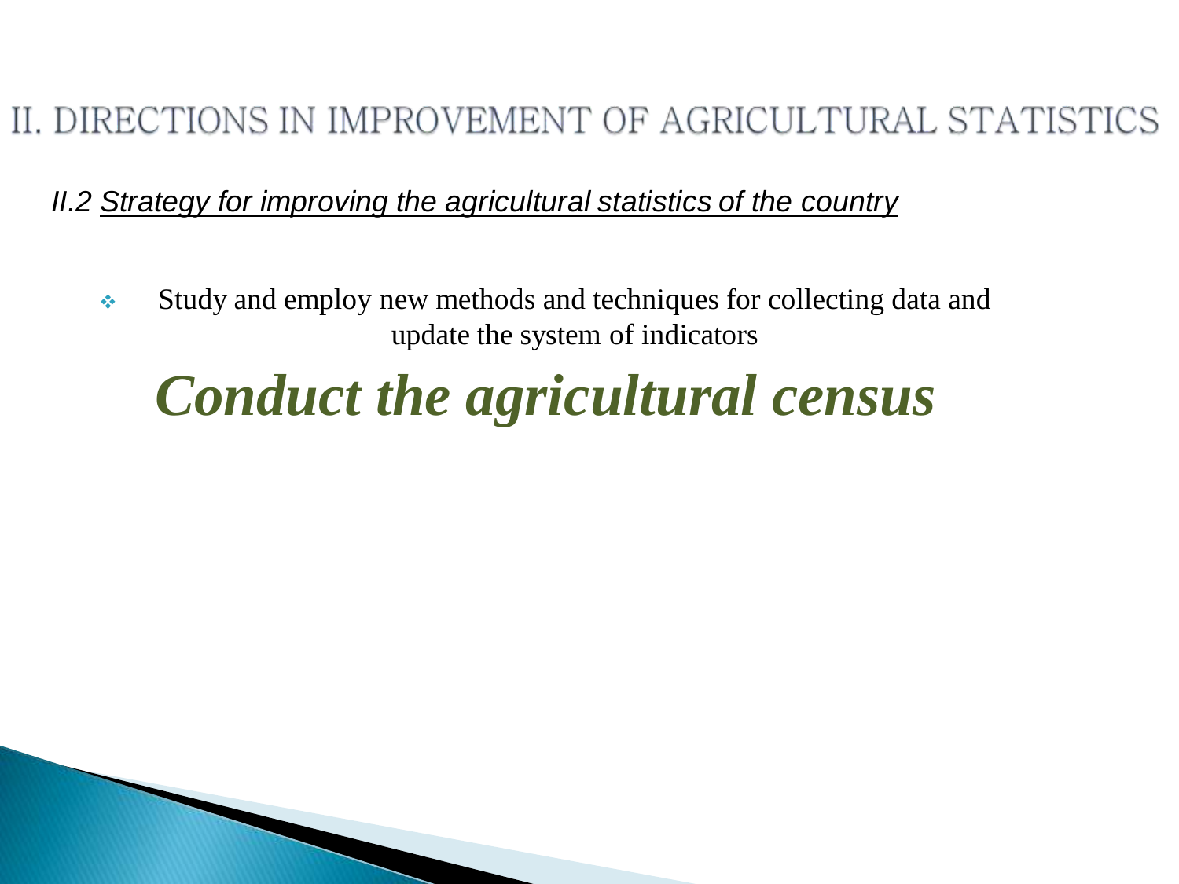# II. DIRECTIONS IN IMPROVEMENT OF AGRICULTURAL STATISTICS

*II.2 Strategy for improving the agricultural statistics of the country*

- Study and employ new methods and techniques for collecting data and update the system of indicators

***Conduct the agricultural census***